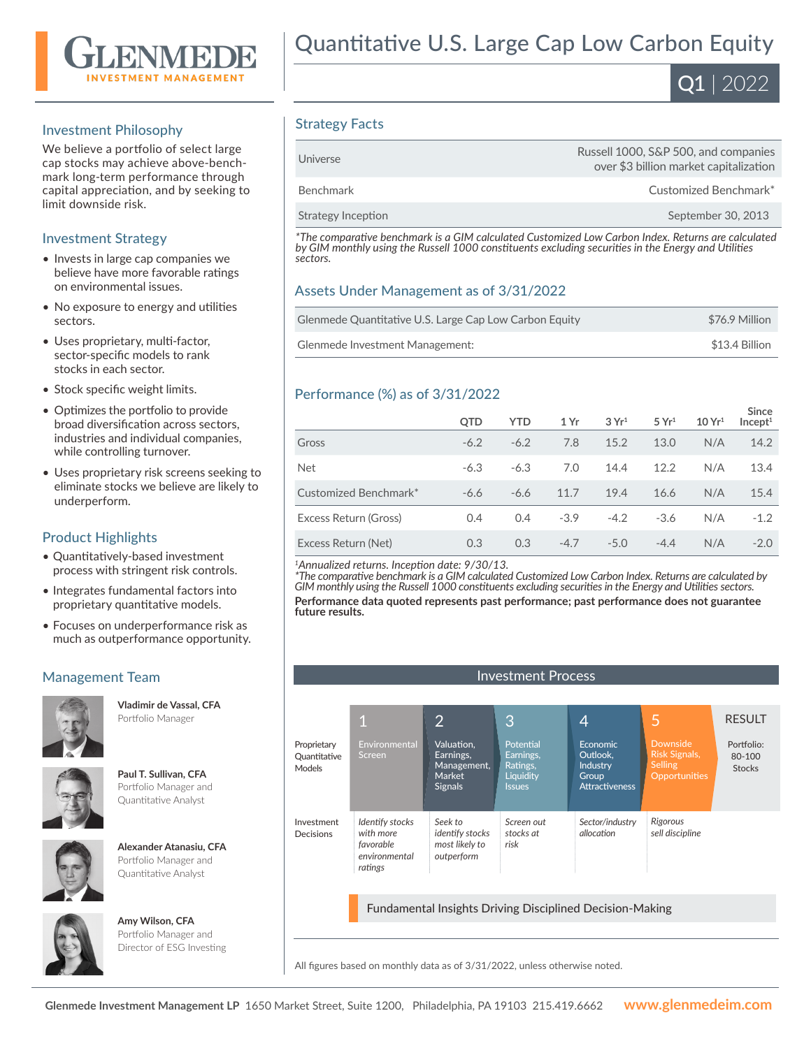# Quantitative U.S. Large Cap Low Carbon Equity

**GLENMEDE** INVESTMENT MANAGEMENT

**Q1 | 2022**

## Investment Philosophy

We believe a portfolio of select large cap stocks may achieve above-benchmark long-term performance through capital appreciation, and by seeking to limit downside risk.

## Investment Strategy

- Invests in large cap companies we believe have more favorable ratings on environmental issues.
- No exposure to energy and utilities sectors.
- Uses proprietary, multi-factor, sector-specific models to rank stocks in each sector.
- Stock specific weight limits.
- Optimizes the portfolio to provide broad diversification across sectors, industries and individual companies, while controlling turnover.
- Uses proprietary risk screens seeking to eliminate stocks we believe are likely to underperform.

## Product Highlights

- Quantitatively-based investment process with stringent risk controls.
- Integrates fundamental factors into proprietary quantitative models.
- Focuses on underperformance risk as much as outperformance opportunity.

## Management Team

**Vladimir de Vassal, CFA**
Portfolio Manager

**Paul T. Sullivan, CFA**
Portfolio Manager and Quantitative Analyst

**Alexander Atanasiu, CFA**
Portfolio Manager and Quantitative Analyst

**Amy Wilson, CFA**
Portfolio Manager and Director of ESG Investing

## Strategy Facts

| | |
|---|---|
| Universe | Russell 1000, S&P 500, and companies over $3 billion market capitalization |
| Benchmark | Customized Benchmark* |
| Strategy Inception | September 30, 2013 |

*\*The comparative benchmark is a GIM calculated Customized Low Carbon Index. Returns are calculated by GIM monthly using the Russell 1000 constituents excluding securities in the Energy and Utilities sectors.*

## Assets Under Management as of 3/31/2022

| | |
|---|---|
| Glenmede Quantitative U.S. Large Cap Low Carbon Equity | $76.9 Million |
| Glenmede Investment Management: | $13.4 Billion |

## Performance (%) as of 3/31/2022

| | QTD | YTD | 1 Yr | 3 Yr[1] | 5 Yr[1] | 10 Yr[1] | Since Incept[1] |
|---|---|---|---|---|---|---|---|
| Gross | -6.2 | -6.2 | 7.8 | 15.2 | 13.0 | N/A | 14.2 |
| Net | -6.3 | -6.3 | 7.0 | 14.4 | 12.2 | N/A | 13.4 |
| Customized Benchmark* | -6.6 | -6.6 | 11.7 | 19.4 | 16.6 | N/A | 15.4 |
| Excess Return (Gross) | 0.4 | 0.4 | -3.9 | -4.2 | -3.6 | N/A | -1.2 |
| Excess Return (Net) | 0.3 | 0.3 | -4.7 | -5.0 | -4.4 | N/A | -2.0 |

*[1]Annualized returns. Inception date: 9/30/13.*
*\*The comparative benchmark is a GIM calculated Customized Low Carbon Index. Returns are calculated by GIM monthly using the Russell 1000 constituents excluding securities in the Energy and Utilities sectors.*

**Performance data quoted represents past performance; past performance does not guarantee future results.**

## Investment Process

| | 1 | 2 | 3 | 4 | 5 | RESULT |
|---|---|---|---|---|---|---|
| Proprietary Quantitative Models | Environmental Screen | Valuation, Earnings, Management, Market Signals | Potential Earnings, Ratings, Liquidity Issues | Economic Outlook, Industry Group Attractiveness | Downside Risk Signals, Selling Opportunities | Portfolio: 80-100 Stocks |
| Investment Decisions | *Identify stocks with more favorable environmental ratings* | *Seek to identify stocks most likely to outperform* | *Screen out stocks at risk* | *Sector/industry allocation* | *Rigorous sell discipline* | |

Fundamental Insights Driving Disciplined Decision-Making

All figures based on monthly data as of 3/31/2022, unless otherwise noted.

**Glenmede Investment Management LP** 1650 Market Street, Suite 1200, Philadelphia, PA 19103 215.419.6662 **www.glenmedeim.com**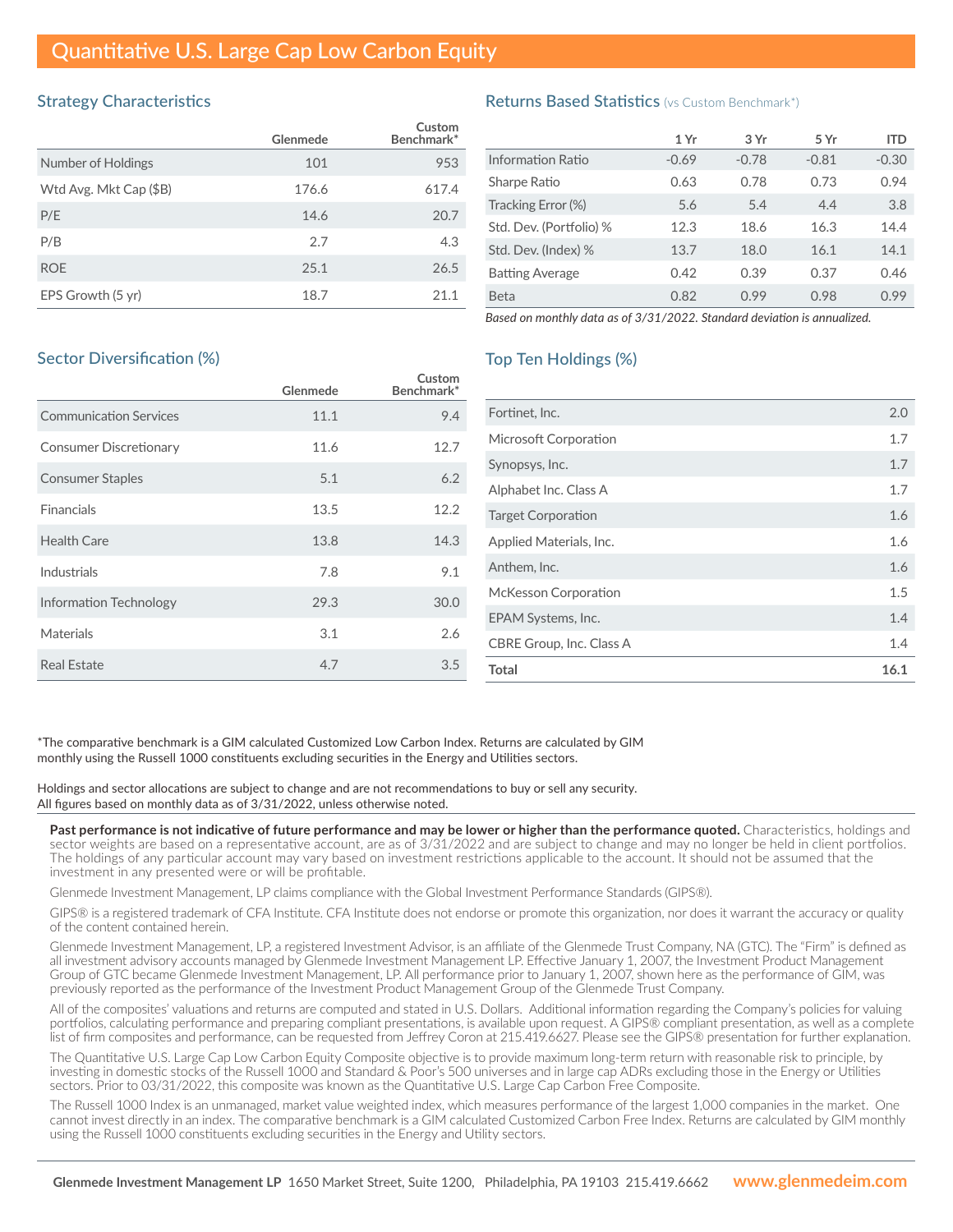# Quantitative U.S. Large Cap Low Carbon Equity

## Strategy Characteristics

| | Glenmede | Custom Benchmark* |
|---|---|---|
| Number of Holdings | 101 | 953 |
| Wtd Avg. Mkt Cap ($B) | 176.6 | 617.4 |
| P/E | 14.6 | 20.7 |
| P/B | 2.7 | 4.3 |
| ROE | 25.1 | 26.5 |
| EPS Growth (5 yr) | 18.7 | 21.1 |

## Returns Based Statistics (vs Custom Benchmark*)

| | 1 Yr | 3 Yr | 5 Yr | ITD |
|---|---|---|---|---|
| Information Ratio | -0.69 | -0.78 | -0.81 | -0.30 |
| Sharpe Ratio | 0.63 | 0.78 | 0.73 | 0.94 |
| Tracking Error (%) | 5.6 | 5.4 | 4.4 | 3.8 |
| Std. Dev. (Portfolio) % | 12.3 | 18.6 | 16.3 | 14.4 |
| Std. Dev. (Index) % | 13.7 | 18.0 | 16.1 | 14.1 |
| Batting Average | 0.42 | 0.39 | 0.37 | 0.46 |
| Beta | 0.82 | 0.99 | 0.98 | 0.99 |

*Based on monthly data as of 3/31/2022. Standard deviation is annualized.*

## Sector Diversification (%)

| | Glenmede | Custom Benchmark* |
|---|---|---|
| Communication Services | 11.1 | 9.4 |
| Consumer Discretionary | 11.6 | 12.7 |
| Consumer Staples | 5.1 | 6.2 |
| Financials | 13.5 | 12.2 |
| Health Care | 13.8 | 14.3 |
| Industrials | 7.8 | 9.1 |
| Information Technology | 29.3 | 30.0 |
| Materials | 3.1 | 2.6 |
| Real Estate | 4.7 | 3.5 |

## Top Ten Holdings (%)

| | |
|---|---|
| Fortinet, Inc. | 2.0 |
| Microsoft Corporation | 1.7 |
| Synopsys, Inc. | 1.7 |
| Alphabet Inc. Class A | 1.7 |
| Target Corporation | 1.6 |
| Applied Materials, Inc. | 1.6 |
| Anthem, Inc. | 1.6 |
| McKesson Corporation | 1.5 |
| EPAM Systems, Inc. | 1.4 |
| CBRE Group, Inc. Class A | 1.4 |
| **Total** | **16.1** |

*The comparative benchmark is a GIM calculated Customized Low Carbon Index. Returns are calculated by GIM monthly using the Russell 1000 constituents excluding securities in the Energy and Utilities sectors.

Holdings and sector allocations are subject to change and are not recommendations to buy or sell any security. All figures based on monthly data as of 3/31/2022, unless otherwise noted.

**Past performance is not indicative of future performance and may be lower or higher than the performance quoted.** Characteristics, holdings and sector weights are based on a representative account, are as of 3/31/2022 and are subject to change and may no longer be held in client portfolios. The holdings of any particular account may vary based on investment restrictions applicable to the account. It should not be assumed that the investment in any presented were or will be profitable.

Glenmede Investment Management, LP claims compliance with the Global Investment Performance Standards (GIPS®).

GIPS® is a registered trademark of CFA Institute. CFA Institute does not endorse or promote this organization, nor does it warrant the accuracy or quality of the content contained herein.

Glenmede Investment Management, LP, a registered Investment Advisor, is an affiliate of the Glenmede Trust Company, NA (GTC). The "Firm" is defined as all investment advisory accounts managed by Glenmede Investment Management LP. Effective January 1, 2007, the Investment Product Management Group of GTC became Glenmede Investment Management, LP. All performance prior to January 1, 2007, shown here as the performance of GIM, was previously reported as the performance of the Investment Product Management Group of the Glenmede Trust Company.

All of the composites' valuations and returns are computed and stated in U.S. Dollars. Additional information regarding the Company's policies for valuing portfolios, calculating performance and preparing compliant presentations, is available upon request. A GIPS® compliant presentation, as well as a complete list of firm composites and performance, can be requested from Jeffrey Coron at 215.419.6627. Please see the GIPS® presentation for further explanation.

The Quantitative U.S. Large Cap Low Carbon Equity Composite objective is to provide maximum long-term return with reasonable risk to principle, by investing in domestic stocks of the Russell 1000 and Standard & Poor's 500 universes and in large cap ADRs excluding those in the Energy or Utilities sectors. Prior to 03/31/2022, this composite was known as the Quantitative U.S. Large Cap Carbon Free Composite.

The Russell 1000 Index is an unmanaged, market value weighted index, which measures performance of the largest 1,000 companies in the market. One cannot invest directly in an index. The comparative benchmark is a GIM calculated Customized Carbon Free Index. Returns are calculated by GIM monthly using the Russell 1000 constituents excluding securities in the Energy and Utility sectors.

**Glenmede Investment Management LP** 1650 Market Street, Suite 1200, Philadelphia, PA 19103 215.419.6662 **www.glenmedeim.com**